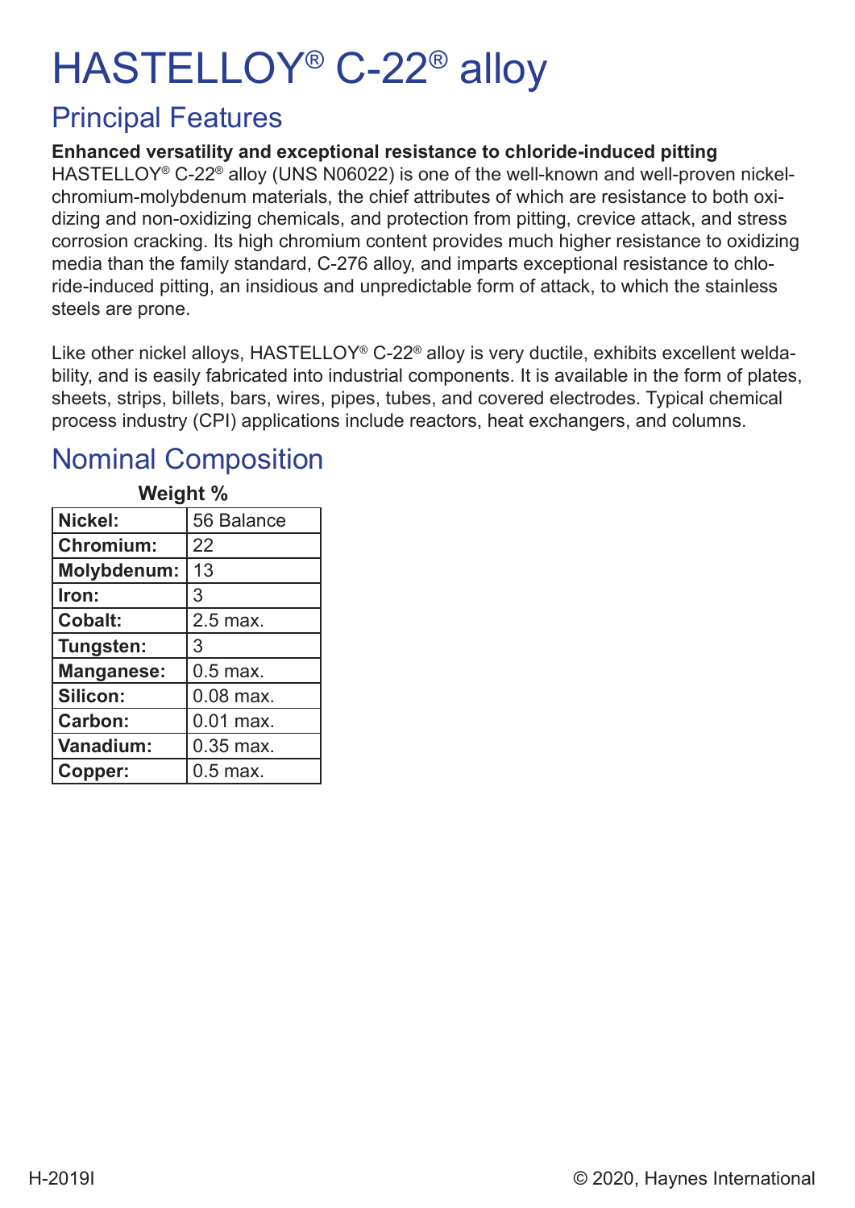# HASTELLOY® C-22® alloy

## Principal Features

**Enhanced versatility and exceptional resistance to chloride-induced pitting**

HASTELLOY® C-22® alloy (UNS N06022) is one of the well-known and well-proven nickel-chromium-molybdenum materials, the chief attributes of which are resistance to both oxidizing and non-oxidizing chemicals, and protection from pitting, crevice attack, and stress corrosion cracking. Its high chromium content provides much higher resistance to oxidizing media than the family standard, C-276 alloy, and imparts exceptional resistance to chloride-induced pitting, an insidious and unpredictable form of attack, to which the stainless steels are prone.

Like other nickel alloys, HASTELLOY® C-22® alloy is very ductile, exhibits excellent weldability, and is easily fabricated into industrial components. It is available in the form of plates, sheets, strips, billets, bars, wires, pipes, tubes, and covered electrodes. Typical chemical process industry (CPI) applications include reactors, heat exchangers, and columns.

## Nominal Composition

| | Weight % |
|---|---|
| **Nickel:** | 56 Balance |
| **Chromium:** | 22 |
| **Molybdenum:** | 13 |
| **Iron:** | 3 |
| **Cobalt:** | 2.5 max. |
| **Tungsten:** | 3 |
| **Manganese:** | 0.5 max. |
| **Silicon:** | 0.08 max. |
| **Carbon:** | 0.01 max. |
| **Vanadium:** | 0.35 max. |
| **Copper:** | 0.5 max. |

H-2019I © 2020, Haynes International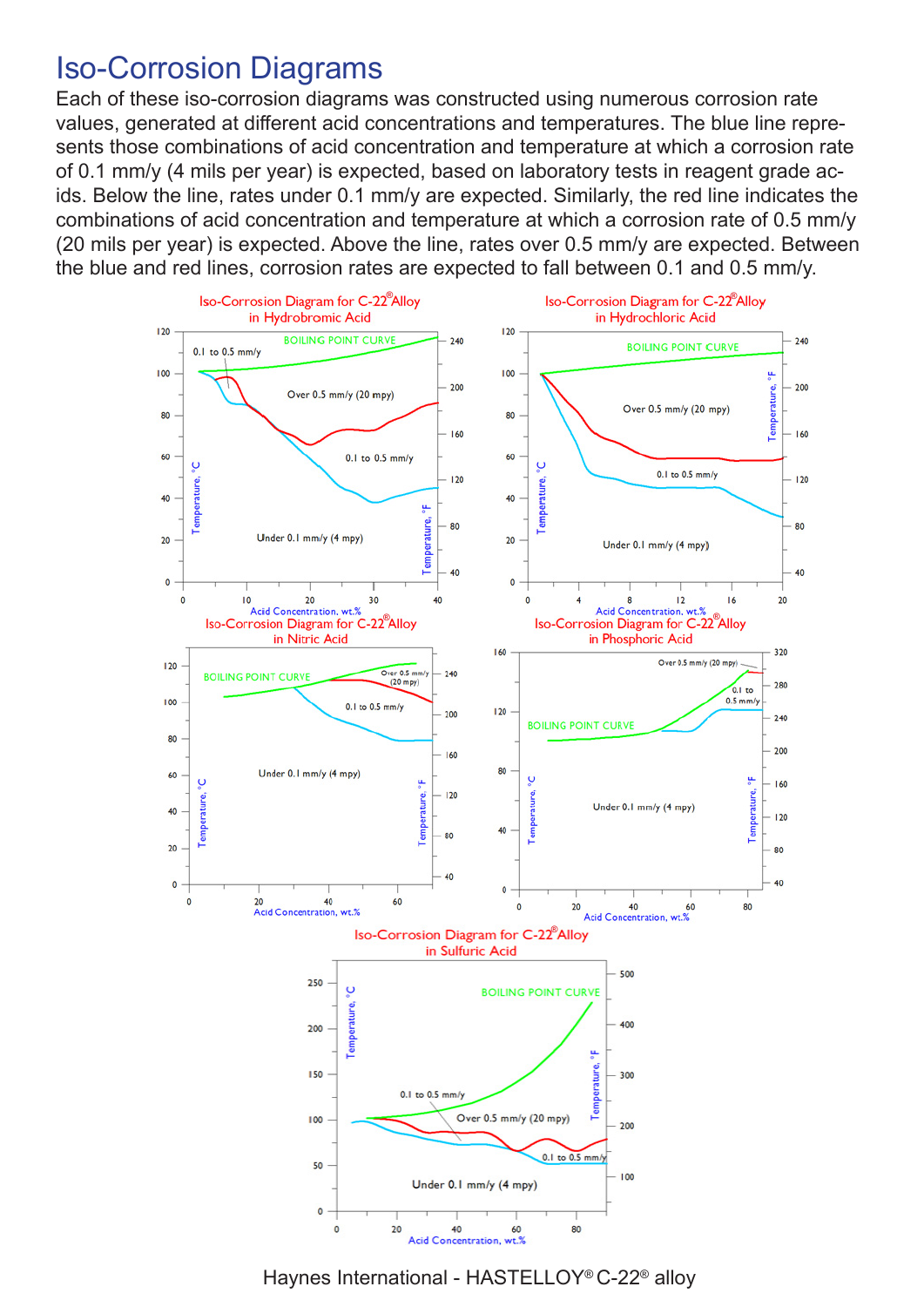# Iso-Corrosion Diagrams

Each of these iso-corrosion diagrams was constructed using numerous corrosion rate values, generated at different acid concentrations and temperatures. The blue line represents those combinations of acid concentration and temperature at which a corrosion rate of 0.1 mm/y (4 mils per year) is expected, based on laboratory tests in reagent grade acids. Below the line, rates under 0.1 mm/y are expected. Similarly, the red line indicates the combinations of acid concentration and temperature at which a corrosion rate of 0.5 mm/y (20 mils per year) is expected. Above the line, rates over 0.5 mm/y are expected. Between the blue and red lines, corrosion rates are expected to fall between 0.1 and 0.5 mm/y.

Iso-Corrosion Diagram for C-22® Alloy in Hydrobromic Acid

Iso-Corrosion Diagram for C-22® Alloy in Hydrochloric Acid

Iso-Corrosion Diagram for C-22® Alloy in Nitric Acid

Iso-Corrosion Diagram for C-22® Alloy in Phosphoric Acid

Iso-Corrosion Diagram for C-22® Alloy in Sulfuric Acid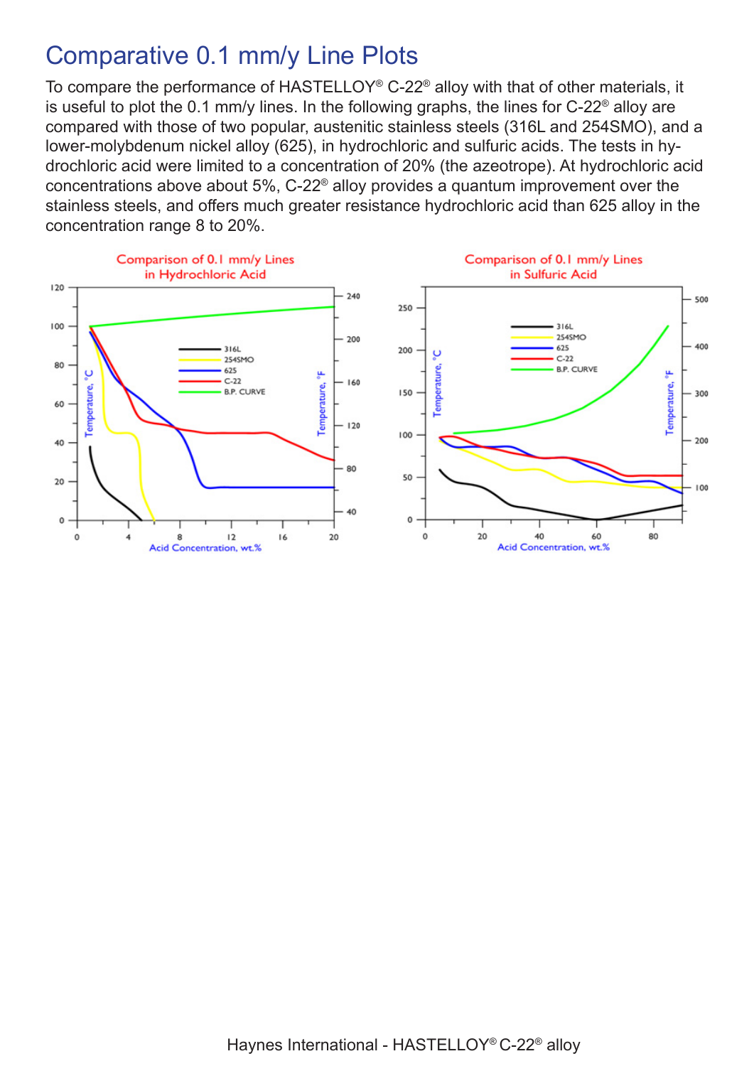# Comparative 0.1 mm/y Line Plots

To compare the performance of HASTELLOY® C-22® alloy with that of other materials, it is useful to plot the 0.1 mm/y lines. In the following graphs, the lines for C-22® alloy are compared with those of two popular, austenitic stainless steels (316L and 254SMO), and a lower-molybdenum nickel alloy (625), in hydrochloric and sulfuric acids. The tests in hydrochloric acid were limited to a concentration of 20% (the azeotrope). At hydrochloric acid concentrations above about 5%, C-22® alloy provides a quantum improvement over the stainless steels, and offers much greater resistance hydrochloric acid than 625 alloy in the concentration range 8 to 20%.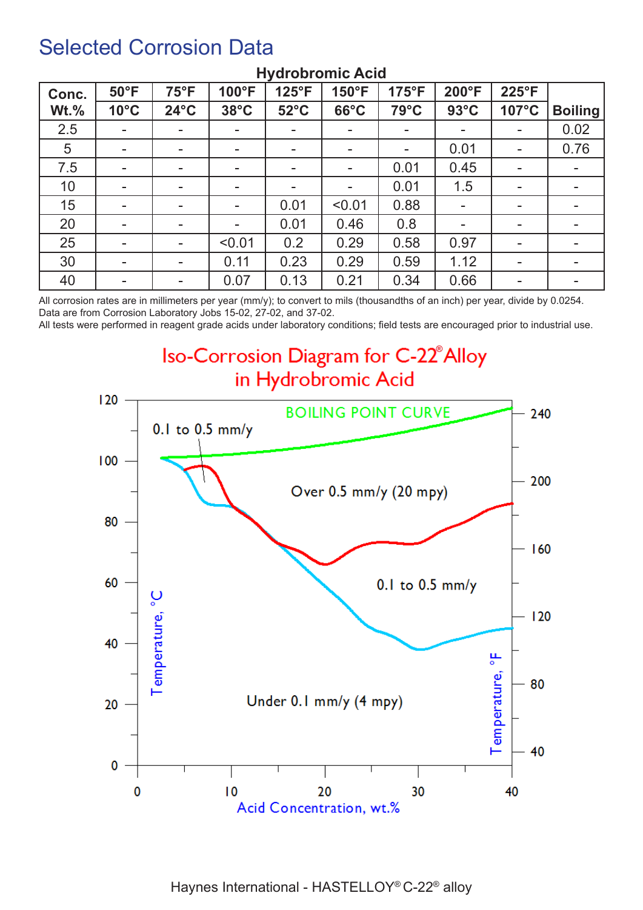# Selected Corrosion Data

**Hydrobromic Acid**

| Conc. Wt.% | 50°F 10°C | 75°F 24°C | 100°F 38°C | 125°F 52°C | 150°F 66°C | 175°F 79°C | 200°F 93°C | 225°F 107°C | Boiling |
|---|---|---|---|---|---|---|---|---|---|
| 2.5 | - | - | - | - | - | - | - | - | 0.02 |
| 5 | - | - | - | - | - | - | 0.01 | - | 0.76 |
| 7.5 | - | - | - | - | - | 0.01 | 0.45 | - | - |
| 10 | - | - | - | - | - | 0.01 | 1.5 | - | - |
| 15 | - | - | - | 0.01 | <0.01 | 0.88 | - | - | - |
| 20 | - | - | - | 0.01 | 0.46 | 0.8 | - | - | - |
| 25 | - | - | <0.01 | 0.2 | 0.29 | 0.58 | 0.97 | - | - |
| 30 | - | - | 0.11 | 0.23 | 0.29 | 0.59 | 1.12 | - | - |
| 40 | - | - | 0.07 | 0.13 | 0.21 | 0.34 | 0.66 | - | - |

All corrosion rates are in millimeters per year (mm/y); to convert to mils (thousandths of an inch) per year, divide by 0.0254.
Data are from Corrosion Laboratory Jobs 15-02, 27-02, and 37-02.
All tests were performed in reagent grade acids under laboratory conditions; field tests are encouraged prior to industrial use.

## Iso-Corrosion Diagram for C-22® Alloy in Hydrobromic Acid

Haynes International - HASTELLOY® C-22® alloy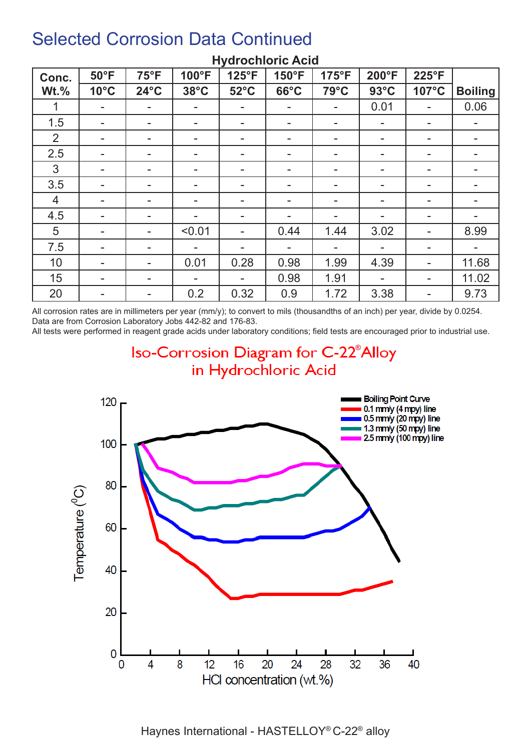# Selected Corrosion Data Continued

**Hydrochloric Acid**

| Conc. Wt.% | 50°F 10°C | 75°F 24°C | 100°F 38°C | 125°F 52°C | 150°F 66°C | 175°F 79°C | 200°F 93°C | 225°F 107°C | Boiling |
|---|---|---|---|---|---|---|---|---|---|
| 1 | - | - | - | - | - | - | 0.01 | - | 0.06 |
| 1.5 | - | - | - | - | - | - | - | - | - |
| 2 | - | - | - | - | - | - | - | - | - |
| 2.5 | - | - | - | - | - | - | - | - | - |
| 3 | - | - | - | - | - | - | - | - | - |
| 3.5 | - | - | - | - | - | - | - | - | - |
| 4 | - | - | - | - | - | - | - | - | - |
| 4.5 | - | - | - | - | - | - | - | - | - |
| 5 | - | - | <0.01 | - | 0.44 | 1.44 | 3.02 | - | 8.99 |
| 7.5 | - | - | - | - | - | - | - | - | - |
| 10 | - | - | 0.01 | 0.28 | 0.98 | 1.99 | 4.39 | - | 11.68 |
| 15 | - | - | - | - | 0.98 | 1.91 | - | - | 11.02 |
| 20 | - | - | 0.2 | 0.32 | 0.9 | 1.72 | 3.38 | - | 9.73 |

All corrosion rates are in millimeters per year (mm/y); to convert to mils (thousandths of an inch) per year, divide by 0.0254.
Data are from Corrosion Laboratory Jobs 442-82 and 176-83.
All tests were performed in reagent grade acids under laboratory conditions; field tests are encouraged prior to industrial use.

## Iso-Corrosion Diagram for C-22® Alloy in Hydrochloric Acid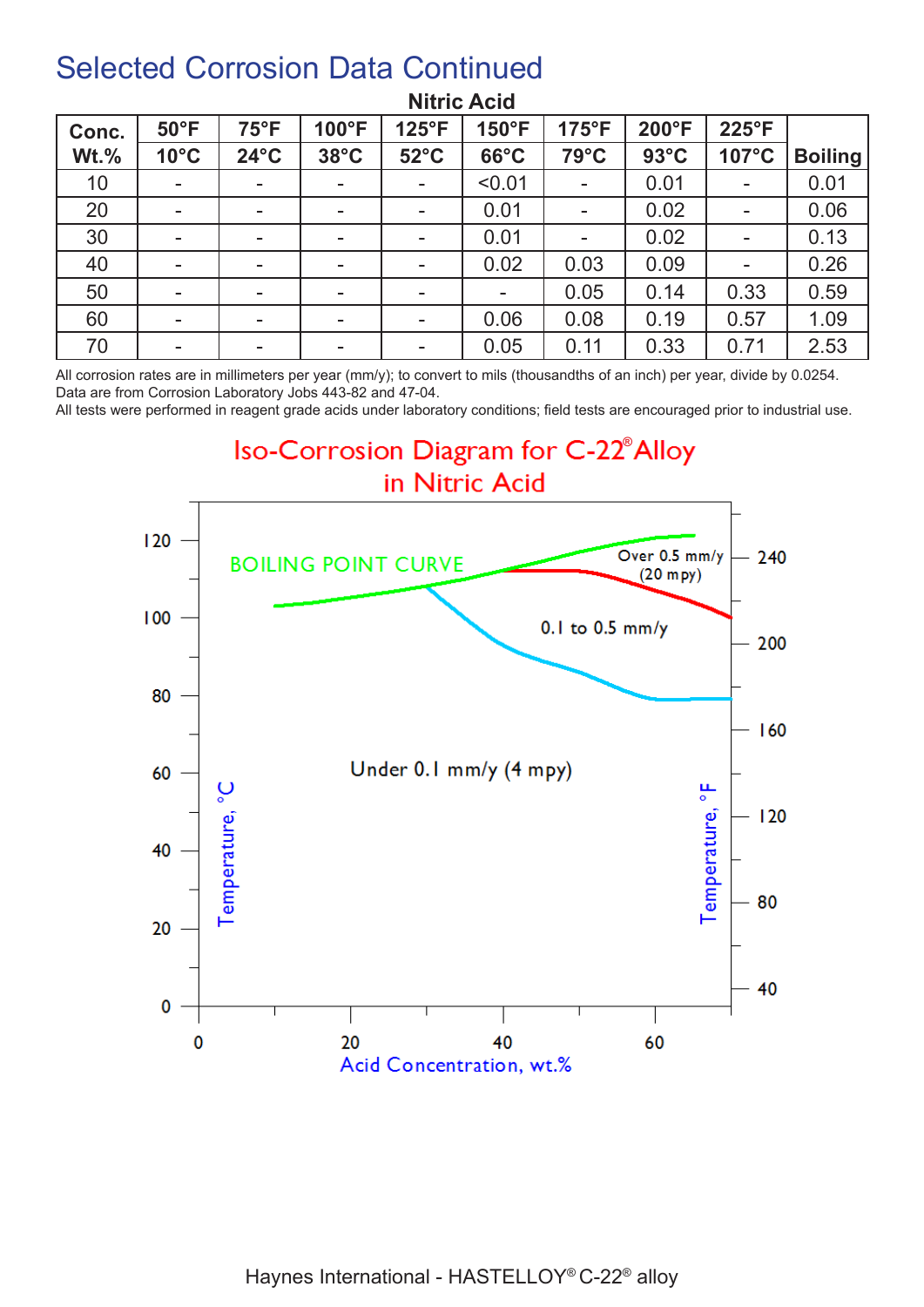# Selected Corrosion Data Continued

### Nitric Acid

| Conc. Wt.% | 50°F 10°C | 75°F 24°C | 100°F 38°C | 125°F 52°C | 150°F 66°C | 175°F 79°C | 200°F 93°C | 225°F 107°C | Boiling |
|---|---|---|---|---|---|---|---|---|---|
| 10 | - | - | - | - | <0.01 | - | 0.01 | - | 0.01 |
| 20 | - | - | - | - | 0.01 | - | 0.02 | - | 0.06 |
| 30 | - | - | - | - | 0.01 | - | 0.02 | - | 0.13 |
| 40 | - | - | - | - | 0.02 | 0.03 | 0.09 | - | 0.26 |
| 50 | - | - | - | - | - | 0.05 | 0.14 | 0.33 | 0.59 |
| 60 | - | - | - | - | 0.06 | 0.08 | 0.19 | 0.57 | 1.09 |
| 70 | - | - | - | - | 0.05 | 0.11 | 0.33 | 0.71 | 2.53 |

All corrosion rates are in millimeters per year (mm/y); to convert to mils (thousandths of an inch) per year, divide by 0.0254.
Data are from Corrosion Laboratory Jobs 443-82 and 47-04.
All tests were performed in reagent grade acids under laboratory conditions; field tests are encouraged prior to industrial use.

## Iso-Corrosion Diagram for C-22® Alloy in Nitric Acid

BOILING POINT CURVE

Over 0.5 mm/y (20 mpy)

0.1 to 0.5 mm/y

Under 0.1 mm/y (4 mpy)

Temperature, °C | Temperature, °F | Acid Concentration, wt.%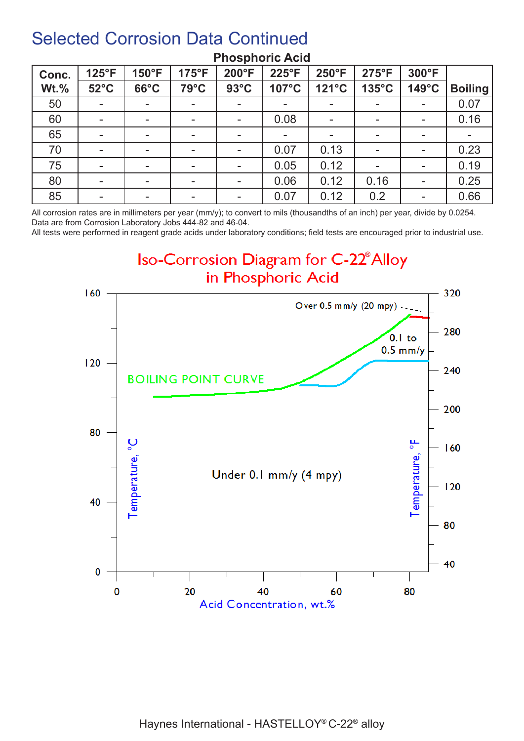# Selected Corrosion Data Continued

**Phosphoric Acid**

| Conc. Wt.% | 125°F 52°C | 150°F 66°C | 175°F 79°C | 200°F 93°C | 225°F 107°C | 250°F 121°C | 275°F 135°C | 300°F 149°C | Boiling |
|---|---|---|---|---|---|---|---|---|---|
| 50 | - | - | - | - | - | - | - | - | 0.07 |
| 60 | - | - | - | - | 0.08 | - | - | - | 0.16 |
| 65 | - | - | - | - | - | - | - | - | - |
| 70 | - | - | - | - | 0.07 | 0.13 | - | - | 0.23 |
| 75 | - | - | - | - | 0.05 | 0.12 | - | - | 0.19 |
| 80 | - | - | - | - | 0.06 | 0.12 | 0.16 | - | 0.25 |
| 85 | - | - | - | - | 0.07 | 0.12 | 0.2 | - | 0.66 |

All corrosion rates are in millimeters per year (mm/y); to convert to mils (thousandths of an inch) per year, divide by 0.0254.
Data are from Corrosion Laboratory Jobs 444-82 and 46-04.
All tests were performed in reagent grade acids under laboratory conditions; field tests are encouraged prior to industrial use.

## Iso-Corrosion Diagram for C-22® Alloy in Phosphoric Acid

Over 0.5 mm/y (20 mpy)

0.1 to 0.5 mm/y

BOILING POINT CURVE

Under 0.1 mm/y (4 mpy)

Temperature, °C (0–160) | Temperature, °F (40–320) | Acid Concentration, wt.% (0–80)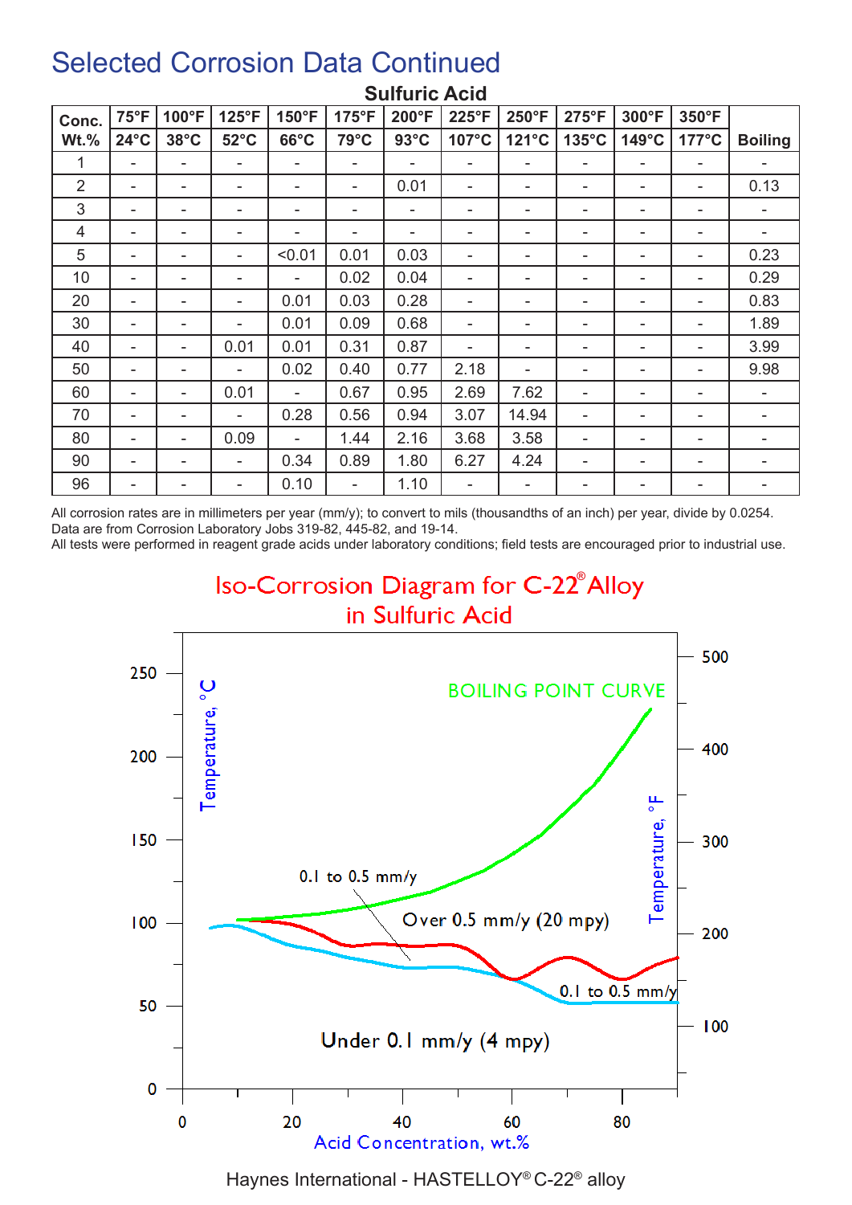# Selected Corrosion Data Continued

## Sulfuric Acid

| Conc. Wt.% | 75°F 24°C | 100°F 38°C | 125°F 52°C | 150°F 66°C | 175°F 79°C | 200°F 93°C | 225°F 107°C | 250°F 121°C | 275°F 135°C | 300°F 149°C | 350°F 177°C | Boiling |
|---|---|---|---|---|---|---|---|---|---|---|---|---|
| 1 | - | - | - | - | - | - | - | - | - | - | - | - |
| 2 | - | - | - | - | - | 0.01 | - | - | - | - | - | 0.13 |
| 3 | - | - | - | - | - | - | - | - | - | - | - | - |
| 4 | - | - | - | - | - | - | - | - | - | - | - | - |
| 5 | - | - | - | <0.01 | 0.01 | 0.03 | - | - | - | - | - | 0.23 |
| 10 | - | - | - | - | 0.02 | 0.04 | - | - | - | - | - | 0.29 |
| 20 | - | - | - | 0.01 | 0.03 | 0.28 | - | - | - | - | - | 0.83 |
| 30 | - | - | - | 0.01 | 0.09 | 0.68 | - | - | - | - | - | 1.89 |
| 40 | - | - | 0.01 | 0.01 | 0.31 | 0.87 | - | - | - | - | - | 3.99 |
| 50 | - | - | - | 0.02 | 0.40 | 0.77 | 2.18 | - | - | - | - | 9.98 |
| 60 | - | - | 0.01 | - | 0.67 | 0.95 | 2.69 | 7.62 | - | - | - | - |
| 70 | - | - | - | 0.28 | 0.56 | 0.94 | 3.07 | 14.94 | - | - | - | - |
| 80 | - | - | 0.09 | - | 1.44 | 2.16 | 3.68 | 3.58 | - | - | - | - |
| 90 | - | - | - | 0.34 | 0.89 | 1.80 | 6.27 | 4.24 | - | - | - | - |
| 96 | - | - | - | 0.10 | - | 1.10 | - | - | - | - | - | - |

All corrosion rates are in millimeters per year (mm/y); to convert to mils (thousandths of an inch) per year, divide by 0.0254.
Data are from Corrosion Laboratory Jobs 319-82, 445-82, and 19-14.
All tests were performed in reagent grade acids under laboratory conditions; field tests are encouraged prior to industrial use.

## Iso-Corrosion Diagram for C-22® Alloy in Sulfuric Acid

Haynes International - HASTELLOY® C-22® alloy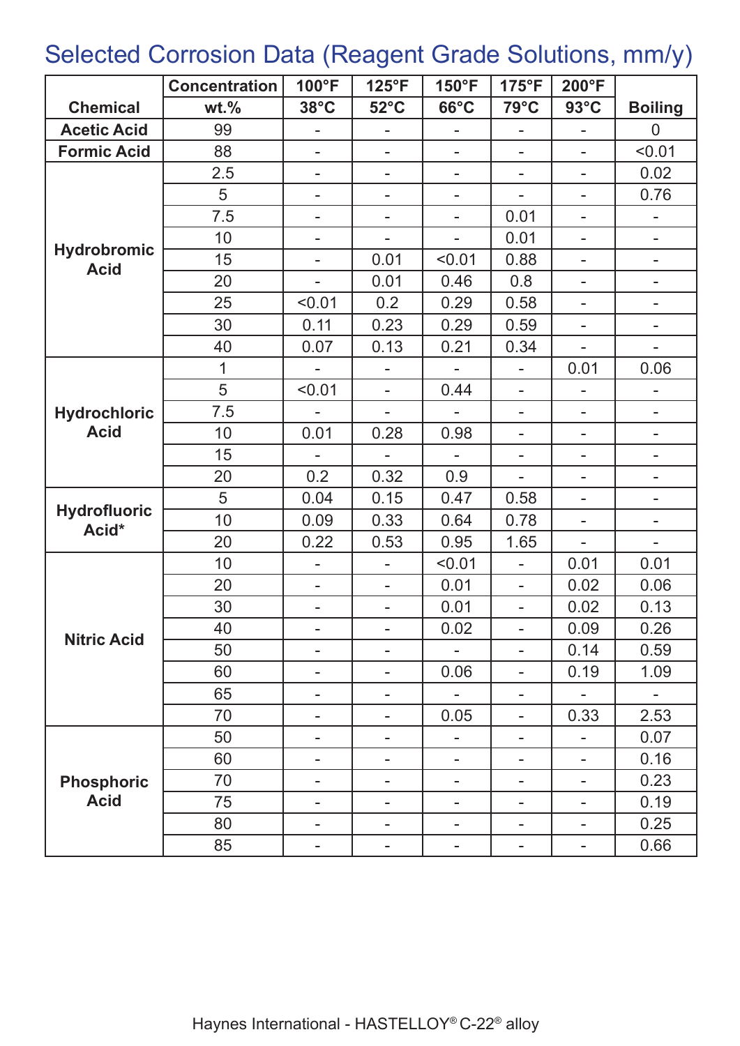# Selected Corrosion Data (Reagent Grade Solutions, mm/y)

| Chemical | Concentration wt.% | 100°F 38°C | 125°F 52°C | 150°F 66°C | 175°F 79°C | 200°F 93°C | Boiling |
|---|---|---|---|---|---|---|---|
| Acetic Acid | 99 | - | - | - | - | - | 0 |
| Formic Acid | 88 | - | - | - | - | - | <0.01 |
| Hydrobromic Acid | 2.5 | - | - | - | - | - | 0.02 |
| | 5 | - | - | - | - | - | 0.76 |
| | 7.5 | - | - | - | 0.01 | - | - |
| | 10 | - | - | - | 0.01 | - | - |
| | 15 | - | 0.01 | <0.01 | 0.88 | - | - |
| | 20 | - | 0.01 | 0.46 | 0.8 | - | - |
| | 25 | <0.01 | 0.2 | 0.29 | 0.58 | - | - |
| | 30 | 0.11 | 0.23 | 0.29 | 0.59 | - | - |
| | 40 | 0.07 | 0.13 | 0.21 | 0.34 | - | - |
| Hydrochloric Acid | 1 | - | - | - | - | 0.01 | 0.06 |
| | 5 | <0.01 | - | 0.44 | - | - | - |
| | 7.5 | - | - | - | - | - | - |
| | 10 | 0.01 | 0.28 | 0.98 | - | - | - |
| | 15 | - | - | - | - | - | - |
| | 20 | 0.2 | 0.32 | 0.9 | - | - | - |
| Hydrofluoric Acid* | 5 | 0.04 | 0.15 | 0.47 | 0.58 | - | - |
| | 10 | 0.09 | 0.33 | 0.64 | 0.78 | - | - |
| | 20 | 0.22 | 0.53 | 0.95 | 1.65 | - | - |
| Nitric Acid | 10 | - | - | <0.01 | - | 0.01 | 0.01 |
| | 20 | - | - | 0.01 | - | 0.02 | 0.06 |
| | 30 | - | - | 0.01 | - | 0.02 | 0.13 |
| | 40 | - | - | 0.02 | - | 0.09 | 0.26 |
| | 50 | - | - | - | - | 0.14 | 0.59 |
| | 60 | - | - | 0.06 | - | 0.19 | 1.09 |
| | 65 | - | - | - | - | - | - |
| | 70 | - | - | 0.05 | - | 0.33 | 2.53 |
| Phosphoric Acid | 50 | - | - | - | - | - | 0.07 |
| | 60 | - | - | - | - | - | 0.16 |
| | 70 | - | - | - | - | - | 0.23 |
| | 75 | - | - | - | - | - | 0.19 |
| | 80 | - | - | - | - | - | 0.25 |
| | 85 | - | - | - | - | - | 0.66 |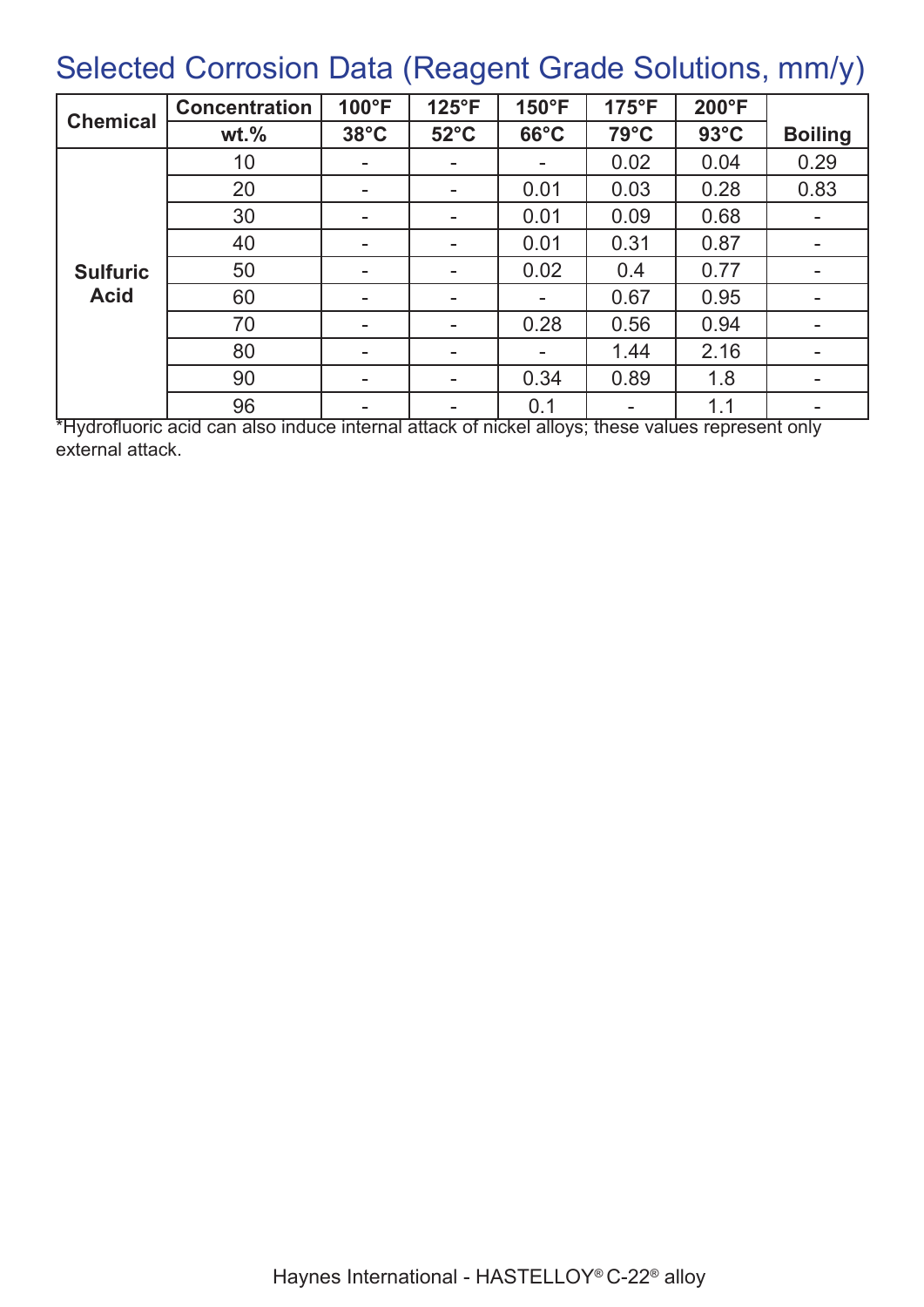## Selected Corrosion Data (Reagent Grade Solutions, mm/y)

| Chemical | Concentration | 100°F | 125°F | 150°F | 175°F | 200°F | |
|---|---|---|---|---|---|---|---|
| | wt.% | 38°C | 52°C | 66°C | 79°C | 93°C | Boiling |
| Sulfuric Acid | 10 | - | - | - | 0.02 | 0.04 | 0.29 |
| | 20 | - | - | 0.01 | 0.03 | 0.28 | 0.83 |
| | 30 | - | - | 0.01 | 0.09 | 0.68 | - |
| | 40 | - | - | 0.01 | 0.31 | 0.87 | - |
| | 50 | - | - | 0.02 | 0.4 | 0.77 | - |
| | 60 | - | - | - | 0.67 | 0.95 | - |
| | 70 | - | - | 0.28 | 0.56 | 0.94 | - |
| | 80 | - | - | - | 1.44 | 2.16 | - |
| | 90 | - | - | 0.34 | 0.89 | 1.8 | - |
| | 96 | - | - | 0.1 | - | 1.1 | - |

*Hydrofluoric acid can also induce internal attack of nickel alloys; these values represent only external attack.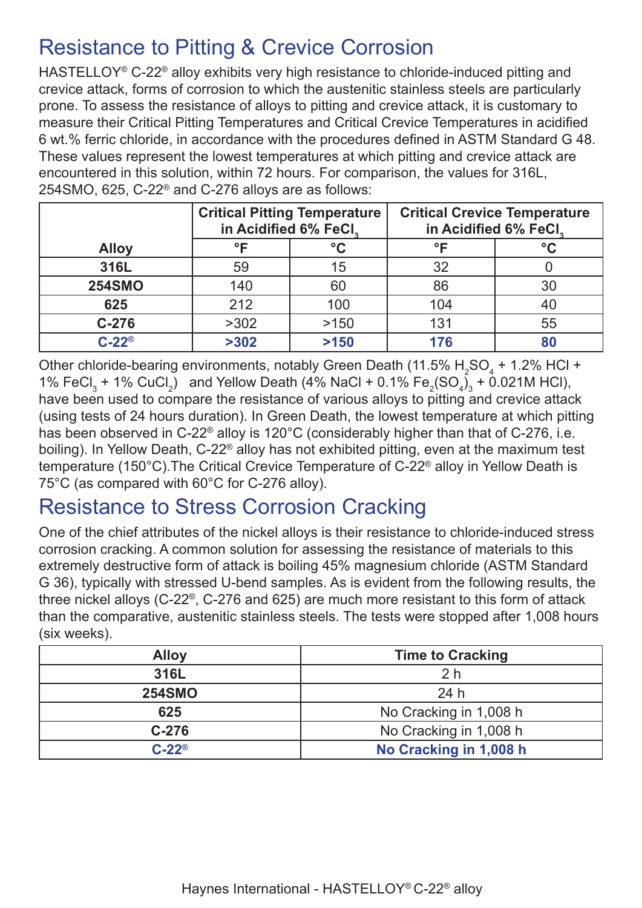## Resistance to Pitting & Crevice Corrosion

HASTELLOY® C-22® alloy exhibits very high resistance to chloride-induced pitting and crevice attack, forms of corrosion to which the austenitic stainless steels are particularly prone. To assess the resistance of alloys to pitting and crevice attack, it is customary to measure their Critical Pitting Temperatures and Critical Crevice Temperatures in acidified 6 wt.% ferric chloride, in accordance with the procedures defined in ASTM Standard G 48. These values represent the lowest temperatures at which pitting and crevice attack are encountered in this solution, within 72 hours. For comparison, the values for 316L, 254SMO, 625, C-22® and C-276 alloys are as follows:

| Alloy | Critical Pitting Temperature in Acidified 6% $FeCl_3$ | | Critical Crevice Temperature in Acidified 6% $FeCl_3$ | |
|---|---|---|---|---|
| | °F | °C | °F | °C |
| **316L** | 59 | 15 | 32 | 0 |
| **254SMO** | 140 | 60 | 86 | 30 |
| **625** | 212 | 100 | 104 | 40 |
| **C-276** | >302 | >150 | 131 | 55 |
| **C-22®** | **>302** | **>150** | **176** | **80** |

Other chloride-bearing environments, notably Green Death (11.5% $H_2SO_4$ + 1.2% HCl + 1% $FeCl_3$ + 1% $CuCl_2$) and Yellow Death (4% NaCl + 0.1% $Fe_2(SO_4)_3$ + 0.021M HCl), have been used to compare the resistance of various alloys to pitting and crevice attack (using tests of 24 hours duration). In Green Death, the lowest temperature at which pitting has been observed in C-22® alloy is 120°C (considerably higher than that of C-276, i.e. boiling). In Yellow Death, C-22® alloy has not exhibited pitting, even at the maximum test temperature (150°C).The Critical Crevice Temperature of C-22® alloy in Yellow Death is 75°C (as compared with 60°C for C-276 alloy).

## Resistance to Stress Corrosion Cracking

One of the chief attributes of the nickel alloys is their resistance to chloride-induced stress corrosion cracking. A common solution for assessing the resistance of materials to this extremely destructive form of attack is boiling 45% magnesium chloride (ASTM Standard G 36), typically with stressed U-bend samples. As is evident from the following results, the three nickel alloys (C-22®, C-276 and 625) are much more resistant to this form of attack than the comparative, austenitic stainless steels. The tests were stopped after 1,008 hours (six weeks).

| Alloy | Time to Cracking |
|---|---|
| **316L** | 2 h |
| **254SMO** | 24 h |
| **625** | No Cracking in 1,008 h |
| **C-276** | No Cracking in 1,008 h |
| **C-22®** | **No Cracking in 1,008 h** |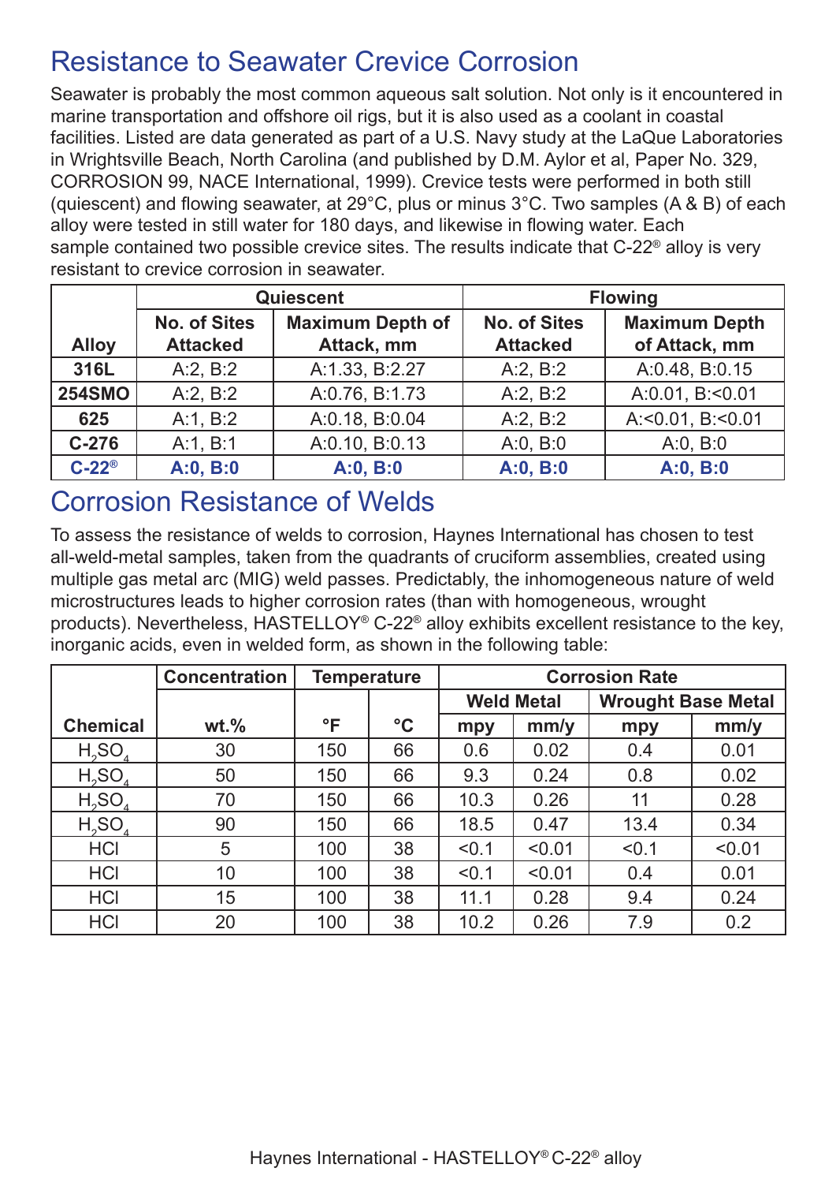## Resistance to Seawater Crevice Corrosion

Seawater is probably the most common aqueous salt solution. Not only is it encountered in marine transportation and offshore oil rigs, but it is also used as a coolant in coastal facilities. Listed are data generated as part of a U.S. Navy study at the LaQue Laboratories in Wrightsville Beach, North Carolina (and published by D.M. Aylor et al, Paper No. 329, CORROSION 99, NACE International, 1999). Crevice tests were performed in both still (quiescent) and flowing seawater, at 29°C, plus or minus 3°C. Two samples (A & B) of each alloy were tested in still water for 180 days, and likewise in flowing water. Each sample contained two possible crevice sites. The results indicate that C-22® alloy is very resistant to crevice corrosion in seawater.

| | Quiescent | | Flowing | |
|---|---|---|---|---|
| **Alloy** | **No. of Sites Attacked** | **Maximum Depth of Attack, mm** | **No. of Sites Attacked** | **Maximum Depth of Attack, mm** |
| **316L** | A:2, B:2 | A:1.33, B:2.27 | A:2, B:2 | A:0.48, B:0.15 |
| **254SMO** | A:2, B:2 | A:0.76, B:1.73 | A:2, B:2 | A:0.01, B:<0.01 |
| **625** | A:1, B:2 | A:0.18, B:0.04 | A:2, B:2 | A:<0.01, B:<0.01 |
| **C-276** | A:1, B:1 | A:0.10, B:0.13 | A:0, B:0 | A:0, B:0 |
| **C-22®** | **A:0, B:0** | **A:0, B:0** | **A:0, B:0** | **A:0, B:0** |

## Corrosion Resistance of Welds

To assess the resistance of welds to corrosion, Haynes International has chosen to test all-weld-metal samples, taken from the quadrants of cruciform assemblies, created using multiple gas metal arc (MIG) weld passes. Predictably, the inhomogeneous nature of weld microstructures leads to higher corrosion rates (than with homogeneous, wrought products). Nevertheless, HASTELLOY® C-22® alloy exhibits excellent resistance to the key, inorganic acids, even in welded form, as shown in the following table:

| | Concentration | Temperature | | Corrosion Rate | | | |
|---|---|---|---|---|---|---|---|
| | | | | Weld Metal | | Wrought Base Metal | |
| **Chemical** | **wt.%** | **°F** | **°C** | **mpy** | **mm/y** | **mpy** | **mm/y** |
| $H_2SO_4$ | 30 | 150 | 66 | 0.6 | 0.02 | 0.4 | 0.01 |
| $H_2SO_4$ | 50 | 150 | 66 | 9.3 | 0.24 | 0.8 | 0.02 |
| $H_2SO_4$ | 70 | 150 | 66 | 10.3 | 0.26 | 11 | 0.28 |
| $H_2SO_4$ | 90 | 150 | 66 | 18.5 | 0.47 | 13.4 | 0.34 |
| HCl | 5 | 100 | 38 | <0.1 | <0.01 | <0.1 | <0.01 |
| HCl | 10 | 100 | 38 | <0.1 | <0.01 | 0.4 | 0.01 |
| HCl | 15 | 100 | 38 | 11.1 | 0.28 | 9.4 | 0.24 |
| HCl | 20 | 100 | 38 | 10.2 | 0.26 | 7.9 | 0.2 |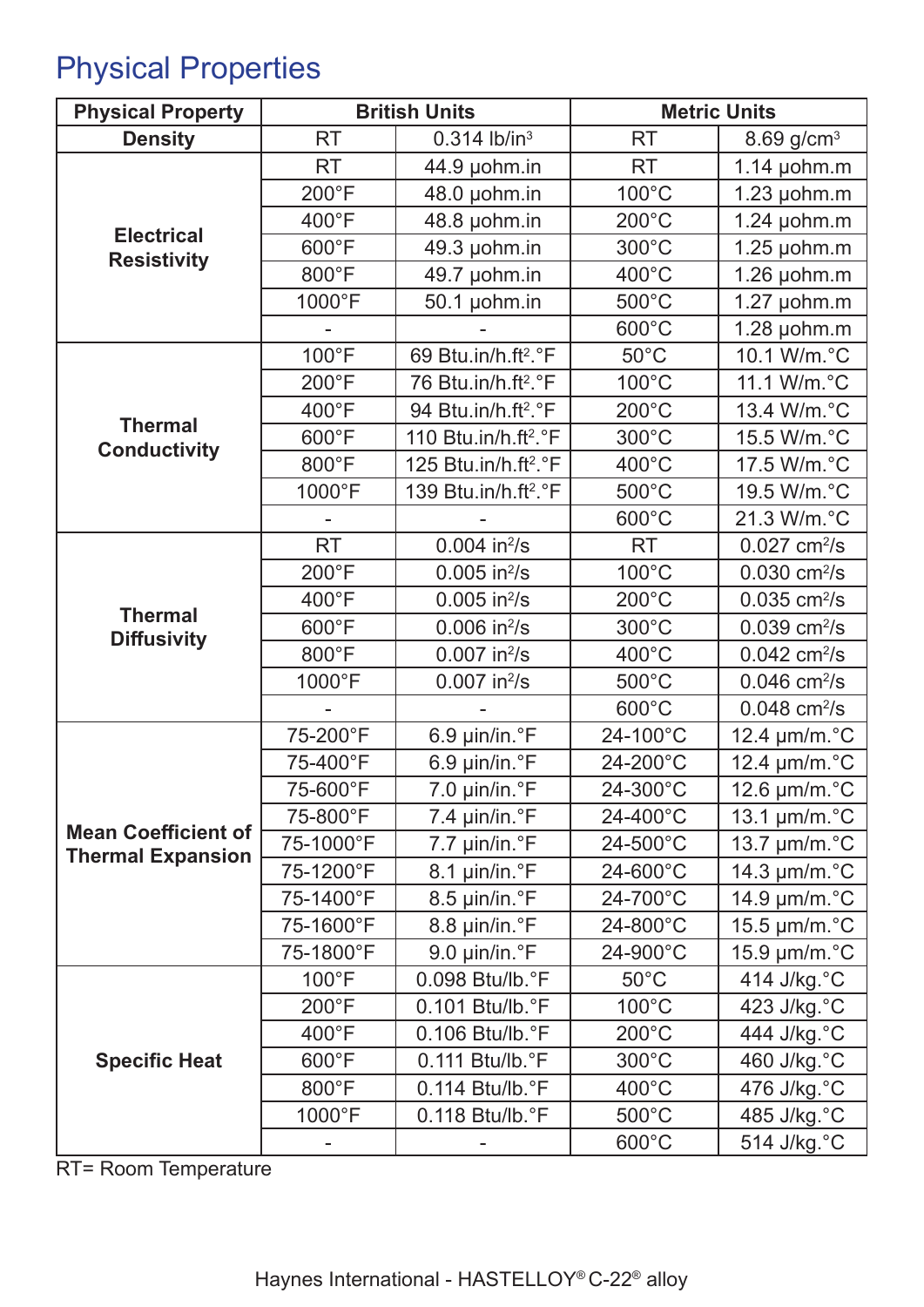# Physical Properties

| Physical Property | British Units | | Metric Units | |
|---|---|---|---|---|
| Density | RT | 0.314 lb/in³ | RT | 8.69 g/cm³ |
| Electrical Resistivity | RT | 44.9 µohm.in | RT | 1.14 µohm.m |
| | 200°F | 48.0 µohm.in | 100°C | 1.23 µohm.m |
| | 400°F | 48.8 µohm.in | 200°C | 1.24 µohm.m |
| | 600°F | 49.3 µohm.in | 300°C | 1.25 µohm.m |
| | 800°F | 49.7 µohm.in | 400°C | 1.26 µohm.m |
| | 1000°F | 50.1 µohm.in | 500°C | 1.27 µohm.m |
| | - | - | 600°C | 1.28 µohm.m |
| Thermal Conductivity | 100°F | 69 Btu.in/h.ft².°F | 50°C | 10.1 W/m.°C |
| | 200°F | 76 Btu.in/h.ft².°F | 100°C | 11.1 W/m.°C |
| | 400°F | 94 Btu.in/h.ft².°F | 200°C | 13.4 W/m.°C |
| | 600°F | 110 Btu.in/h.ft².°F | 300°C | 15.5 W/m.°C |
| | 800°F | 125 Btu.in/h.ft².°F | 400°C | 17.5 W/m.°C |
| | 1000°F | 139 Btu.in/h.ft².°F | 500°C | 19.5 W/m.°C |
| | - | - | 600°C | 21.3 W/m.°C |
| Thermal Diffusivity | RT | 0.004 in²/s | RT | 0.027 cm²/s |
| | 200°F | 0.005 in²/s | 100°C | 0.030 cm²/s |
| | 400°F | 0.005 in²/s | 200°C | 0.035 cm²/s |
| | 600°F | 0.006 in²/s | 300°C | 0.039 cm²/s |
| | 800°F | 0.007 in²/s | 400°C | 0.042 cm²/s |
| | 1000°F | 0.007 in²/s | 500°C | 0.046 cm²/s |
| | - | - | 600°C | 0.048 cm²/s |
| Mean Coefficient of Thermal Expansion | 75-200°F | 6.9 µin/in.°F | 24-100°C | 12.4 µm/m.°C |
| | 75-400°F | 6.9 µin/in.°F | 24-200°C | 12.4 µm/m.°C |
| | 75-600°F | 7.0 µin/in.°F | 24-300°C | 12.6 µm/m.°C |
| | 75-800°F | 7.4 µin/in.°F | 24-400°C | 13.1 µm/m.°C |
| | 75-1000°F | 7.7 µin/in.°F | 24-500°C | 13.7 µm/m.°C |
| | 75-1200°F | 8.1 µin/in.°F | 24-600°C | 14.3 µm/m.°C |
| | 75-1400°F | 8.5 µin/in.°F | 24-700°C | 14.9 µm/m.°C |
| | 75-1600°F | 8.8 µin/in.°F | 24-800°C | 15.5 µm/m.°C |
| | 75-1800°F | 9.0 µin/in.°F | 24-900°C | 15.9 µm/m.°C |
| Specific Heat | 100°F | 0.098 Btu/lb.°F | 50°C | 414 J/kg.°C |
| | 200°F | 0.101 Btu/lb.°F | 100°C | 423 J/kg.°C |
| | 400°F | 0.106 Btu/lb.°F | 200°C | 444 J/kg.°C |
| | 600°F | 0.111 Btu/lb.°F | 300°C | 460 J/kg.°C |
| | 800°F | 0.114 Btu/lb.°F | 400°C | 476 J/kg.°C |
| | 1000°F | 0.118 Btu/lb.°F | 500°C | 485 J/kg.°C |
| | - | - | 600°C | 514 J/kg.°C |

RT= Room Temperature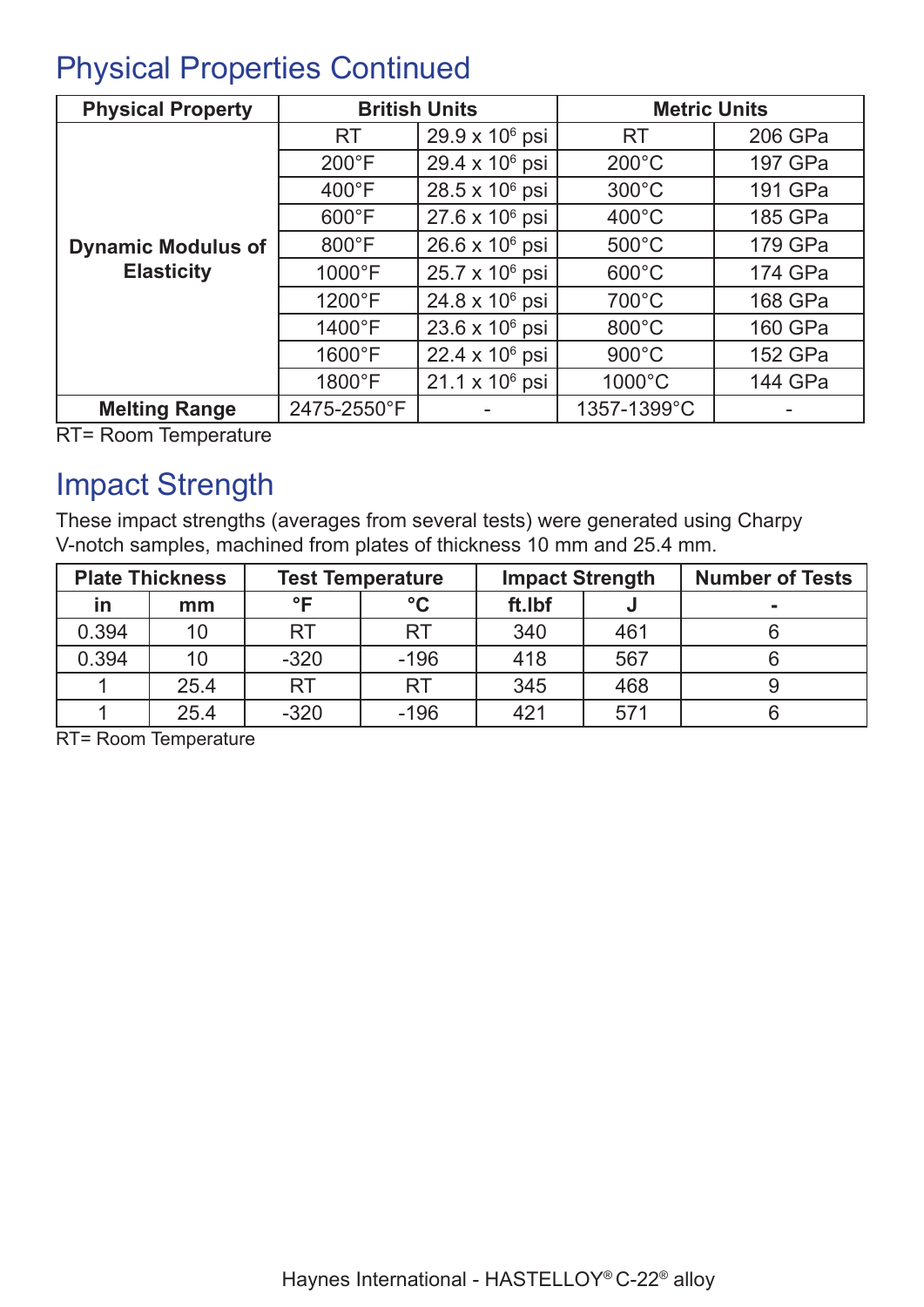## Physical Properties Continued

| Physical Property | British Units | | Metric Units | |
|---|---|---|---|---|
| Dynamic Modulus of Elasticity | RT | $29.9 \times 10^6$ psi | RT | 206 GPa |
| | 200°F | $29.4 \times 10^6$ psi | 200°C | 197 GPa |
| | 400°F | $28.5 \times 10^6$ psi | 300°C | 191 GPa |
| | 600°F | $27.6 \times 10^6$ psi | 400°C | 185 GPa |
| | 800°F | $26.6 \times 10^6$ psi | 500°C | 179 GPa |
| | 1000°F | $25.7 \times 10^6$ psi | 600°C | 174 GPa |
| | 1200°F | $24.8 \times 10^6$ psi | 700°C | 168 GPa |
| | 1400°F | $23.6 \times 10^6$ psi | 800°C | 160 GPa |
| | 1600°F | $22.4 \times 10^6$ psi | 900°C | 152 GPa |
| | 1800°F | $21.1 \times 10^6$ psi | 1000°C | 144 GPa |
| Melting Range | 2475-2550°F | - | 1357-1399°C | - |

RT= Room Temperature

## Impact Strength

These impact strengths (averages from several tests) were generated using Charpy V-notch samples, machined from plates of thickness 10 mm and 25.4 mm.

| Plate Thickness | | Test Temperature | | Impact Strength | | Number of Tests |
|---|---|---|---|---|---|---|
| in | mm | °F | °C | ft.lbf | J | - |
| 0.394 | 10 | RT | RT | 340 | 461 | 6 |
| 0.394 | 10 | -320 | -196 | 418 | 567 | 6 |
| 1 | 25.4 | RT | RT | 345 | 468 | 9 |
| 1 | 25.4 | -320 | -196 | 421 | 571 | 6 |

RT= Room Temperature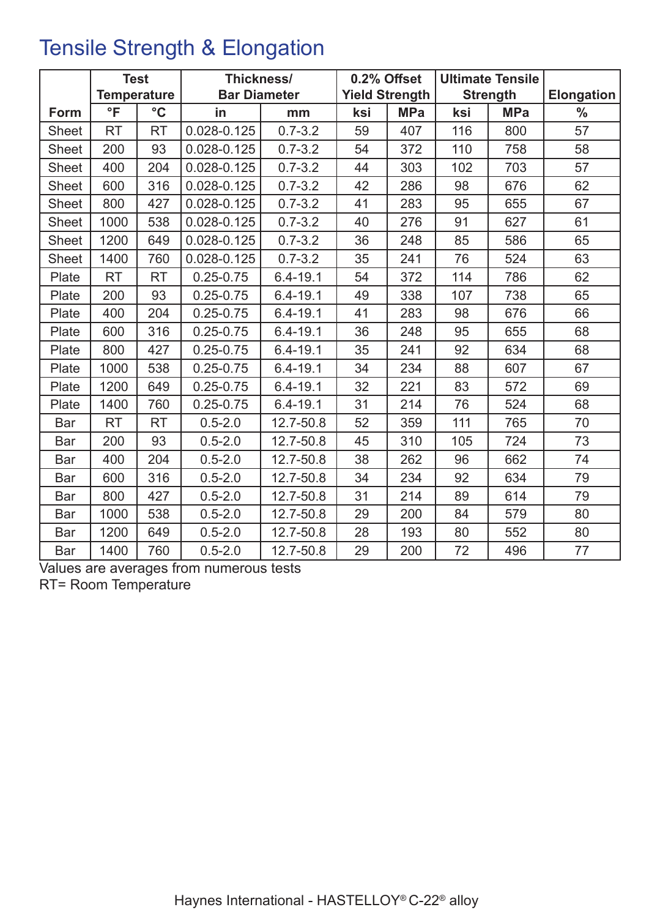## Tensile Strength & Elongation

| Form | Test Temperature | | Thickness/ Bar Diameter | | 0.2% Offset Yield Strength | | Ultimate Tensile Strength | | Elongation |
|---|---|---|---|---|---|---|---|---|---|
| | °F | °C | in | mm | ksi | MPa | ksi | MPa | % |
| Sheet | RT | RT | 0.028-0.125 | 0.7-3.2 | 59 | 407 | 116 | 800 | 57 |
| Sheet | 200 | 93 | 0.028-0.125 | 0.7-3.2 | 54 | 372 | 110 | 758 | 58 |
| Sheet | 400 | 204 | 0.028-0.125 | 0.7-3.2 | 44 | 303 | 102 | 703 | 57 |
| Sheet | 600 | 316 | 0.028-0.125 | 0.7-3.2 | 42 | 286 | 98 | 676 | 62 |
| Sheet | 800 | 427 | 0.028-0.125 | 0.7-3.2 | 41 | 283 | 95 | 655 | 67 |
| Sheet | 1000 | 538 | 0.028-0.125 | 0.7-3.2 | 40 | 276 | 91 | 627 | 61 |
| Sheet | 1200 | 649 | 0.028-0.125 | 0.7-3.2 | 36 | 248 | 85 | 586 | 65 |
| Sheet | 1400 | 760 | 0.028-0.125 | 0.7-3.2 | 35 | 241 | 76 | 524 | 63 |
| Plate | RT | RT | 0.25-0.75 | 6.4-19.1 | 54 | 372 | 114 | 786 | 62 |
| Plate | 200 | 93 | 0.25-0.75 | 6.4-19.1 | 49 | 338 | 107 | 738 | 65 |
| Plate | 400 | 204 | 0.25-0.75 | 6.4-19.1 | 41 | 283 | 98 | 676 | 66 |
| Plate | 600 | 316 | 0.25-0.75 | 6.4-19.1 | 36 | 248 | 95 | 655 | 68 |
| Plate | 800 | 427 | 0.25-0.75 | 6.4-19.1 | 35 | 241 | 92 | 634 | 68 |
| Plate | 1000 | 538 | 0.25-0.75 | 6.4-19.1 | 34 | 234 | 88 | 607 | 67 |
| Plate | 1200 | 649 | 0.25-0.75 | 6.4-19.1 | 32 | 221 | 83 | 572 | 69 |
| Plate | 1400 | 760 | 0.25-0.75 | 6.4-19.1 | 31 | 214 | 76 | 524 | 68 |
| Bar | RT | RT | 0.5-2.0 | 12.7-50.8 | 52 | 359 | 111 | 765 | 70 |
| Bar | 200 | 93 | 0.5-2.0 | 12.7-50.8 | 45 | 310 | 105 | 724 | 73 |
| Bar | 400 | 204 | 0.5-2.0 | 12.7-50.8 | 38 | 262 | 96 | 662 | 74 |
| Bar | 600 | 316 | 0.5-2.0 | 12.7-50.8 | 34 | 234 | 92 | 634 | 79 |
| Bar | 800 | 427 | 0.5-2.0 | 12.7-50.8 | 31 | 214 | 89 | 614 | 79 |
| Bar | 1000 | 538 | 0.5-2.0 | 12.7-50.8 | 29 | 200 | 84 | 579 | 80 |
| Bar | 1200 | 649 | 0.5-2.0 | 12.7-50.8 | 28 | 193 | 80 | 552 | 80 |
| Bar | 1400 | 760 | 0.5-2.0 | 12.7-50.8 | 29 | 200 | 72 | 496 | 77 |

Values are averages from numerous tests
RT= Room Temperature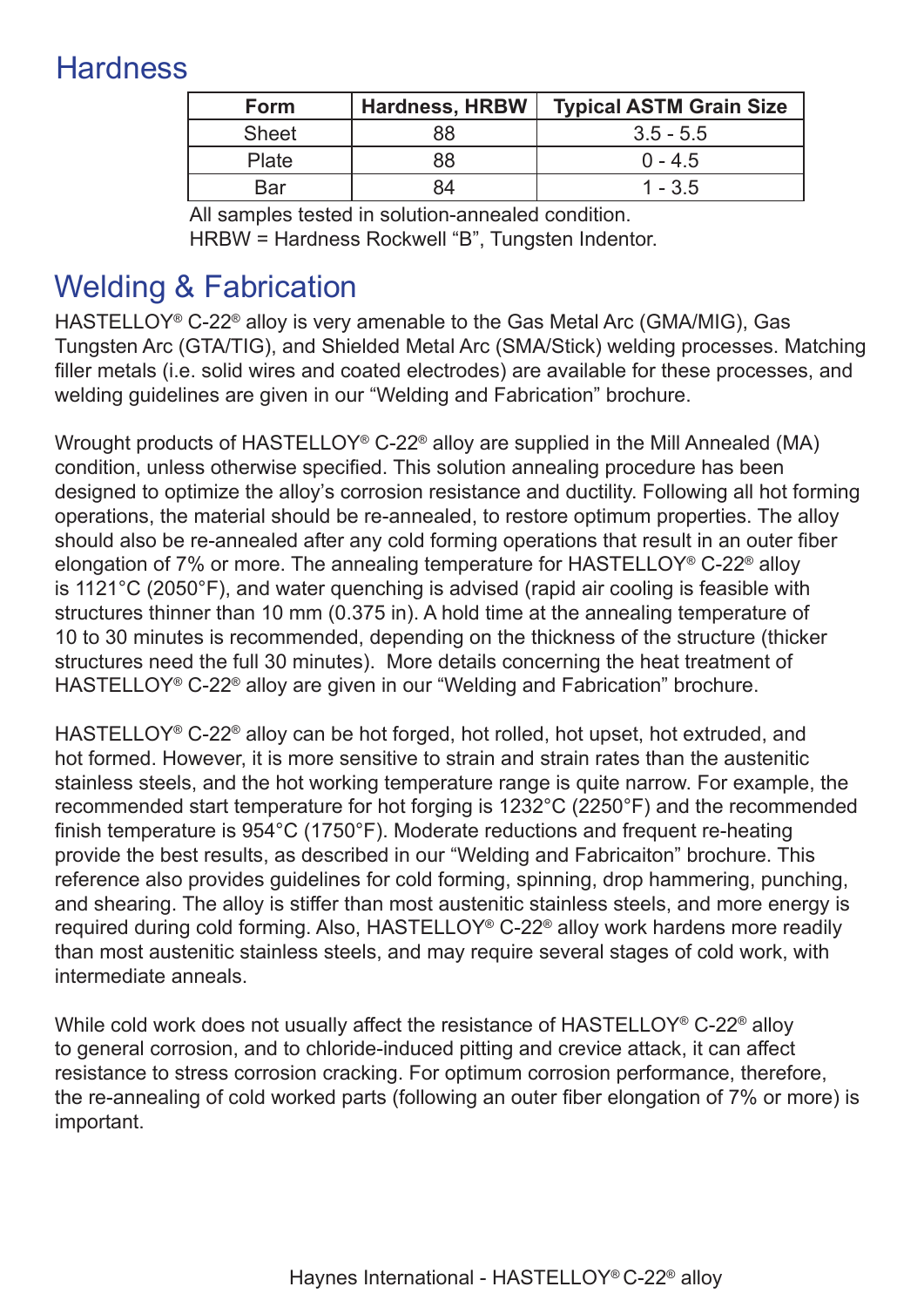## Hardness

| Form | Hardness, HRBW | Typical ASTM Grain Size |
|---|---|---|
| Sheet | 88 | 3.5 - 5.5 |
| Plate | 88 | 0 - 4.5 |
| Bar | 84 | 1 - 3.5 |

All samples tested in solution-annealed condition.
HRBW = Hardness Rockwell "B", Tungsten Indentor.

## Welding & Fabrication

HASTELLOY® C-22® alloy is very amenable to the Gas Metal Arc (GMA/MIG), Gas Tungsten Arc (GTA/TIG), and Shielded Metal Arc (SMA/Stick) welding processes. Matching filler metals (i.e. solid wires and coated electrodes) are available for these processes, and welding guidelines are given in our "Welding and Fabrication" brochure.

Wrought products of HASTELLOY® C-22® alloy are supplied in the Mill Annealed (MA) condition, unless otherwise specified. This solution annealing procedure has been designed to optimize the alloy's corrosion resistance and ductility. Following all hot forming operations, the material should be re-annealed, to restore optimum properties. The alloy should also be re-annealed after any cold forming operations that result in an outer fiber elongation of 7% or more. The annealing temperature for HASTELLOY® C-22® alloy is 1121°C (2050°F), and water quenching is advised (rapid air cooling is feasible with structures thinner than 10 mm (0.375 in). A hold time at the annealing temperature of 10 to 30 minutes is recommended, depending on the thickness of the structure (thicker structures need the full 30 minutes). More details concerning the heat treatment of HASTELLOY® C-22® alloy are given in our "Welding and Fabrication" brochure.

HASTELLOY® C-22® alloy can be hot forged, hot rolled, hot upset, hot extruded, and hot formed. However, it is more sensitive to strain and strain rates than the austenitic stainless steels, and the hot working temperature range is quite narrow. For example, the recommended start temperature for hot forging is 1232°C (2250°F) and the recommended finish temperature is 954°C (1750°F). Moderate reductions and frequent re-heating provide the best results, as described in our "Welding and Fabricaiton" brochure. This reference also provides guidelines for cold forming, spinning, drop hammering, punching, and shearing. The alloy is stiffer than most austenitic stainless steels, and more energy is required during cold forming. Also, HASTELLOY® C-22® alloy work hardens more readily than most austenitic stainless steels, and may require several stages of cold work, with intermediate anneals.

While cold work does not usually affect the resistance of HASTELLOY® C-22® alloy to general corrosion, and to chloride-induced pitting and crevice attack, it can affect resistance to stress corrosion cracking. For optimum corrosion performance, therefore, the re-annealing of cold worked parts (following an outer fiber elongation of 7% or more) is important.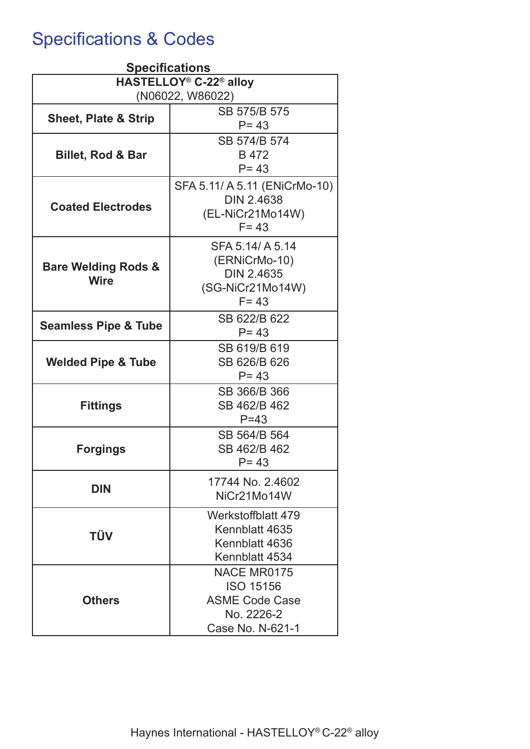# Specifications & Codes

**Specifications**

| **HASTELLOY® C-22® alloy (N06022, W86022)** | |
|---|---|
| **Sheet, Plate & Strip** | SB 575/B 575<br>P= 43 |
| **Billet, Rod & Bar** | SB 574/B 574<br>B 472<br>P= 43 |
| **Coated Electrodes** | SFA 5.11/ A 5.11 (ENiCrMo-10)<br>DIN 2.4638<br>(EL-NiCr21Mo14W)<br>F= 43 |
| **Bare Welding Rods & Wire** | SFA 5.14/ A 5.14<br>(ERNiCrMo-10)<br>DIN 2.4635<br>(SG-NiCr21Mo14W)<br>F= 43 |
| **Seamless Pipe & Tube** | SB 622/B 622<br>P= 43 |
| **Welded Pipe & Tube** | SB 619/B 619<br>SB 626/B 626<br>P= 43 |
| **Fittings** | SB 366/B 366<br>SB 462/B 462<br>P=43 |
| **Forgings** | SB 564/B 564<br>SB 462/B 462<br>P= 43 |
| **DIN** | 17744 No. 2.4602<br>NiCr21Mo14W |
| **TÜV** | Werkstoffblatt 479<br>Kennblatt 4635<br>Kennblatt 4636<br>Kennblatt 4534 |
| **Others** | NACE MR0175<br>ISO 15156<br>ASME Code Case<br>No. 2226-2<br>Case No. N-621-1 |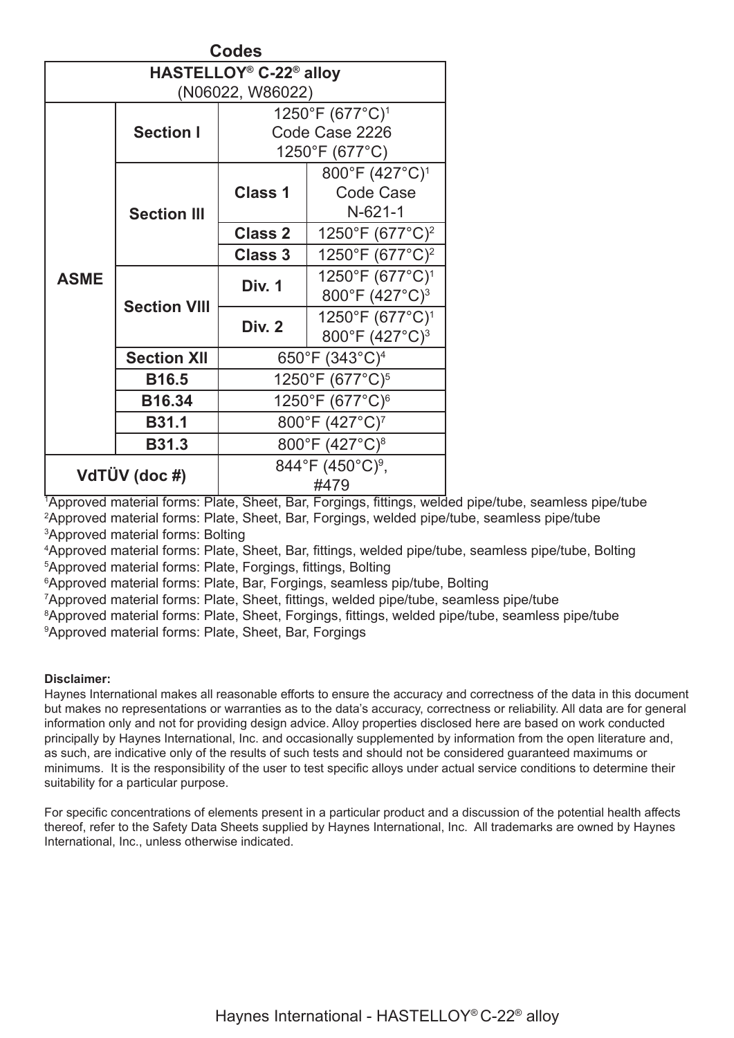## Codes

| HASTELLOY® C-22® alloy (N06022, W86022) | | | |
|---|---|---|---|
| ASME | Section I | 1250°F (677°C)[1] Code Case 2226 1250°F (677°C) | |
| | Section III | Class 1 | 800°F (427°C)[1] Code Case N-621-1 |
| | | Class 2 | 1250°F (677°C)[2] |
| | | Class 3 | 1250°F (677°C)[2] |
| | Section VIII | Div. 1 | 1250°F (677°C)[1] 800°F (427°C)[3] |
| | | Div. 2 | 1250°F (677°C)[1] 800°F (427°C)[3] |
| | Section XII | 650°F (343°C)[4] | |
| | B16.5 | 1250°F (677°C)[5] | |
| | B16.34 | 1250°F (677°C)[6] | |
| | B31.1 | 800°F (427°C)[7] | |
| | B31.3 | 800°F (427°C)[8] | |
| VdTÜV (doc #) | | 844°F (450°C)[9], #479 | |

[1]Approved material forms: Plate, Sheet, Bar, Forgings, fittings, welded pipe/tube, seamless pipe/tube
[2]Approved material forms: Plate, Sheet, Bar, Forgings, welded pipe/tube, seamless pipe/tube
[3]Approved material forms: Bolting
[4]Approved material forms: Plate, Sheet, Bar, fittings, welded pipe/tube, seamless pipe/tube, Bolting
[5]Approved material forms: Plate, Forgings, fittings, Bolting
[6]Approved material forms: Plate, Bar, Forgings, seamless pip/tube, Bolting
[7]Approved material forms: Plate, Sheet, fittings, welded pipe/tube, seamless pipe/tube
[8]Approved material forms: Plate, Sheet, Forgings, fittings, welded pipe/tube, seamless pipe/tube
[9]Approved material forms: Plate, Sheet, Bar, Forgings

**Disclaimer:**

Haynes International makes all reasonable efforts to ensure the accuracy and correctness of the data in this document but makes no representations or warranties as to the data's accuracy, correctness or reliability. All data are for general information only and not for providing design advice. Alloy properties disclosed here are based on work conducted principally by Haynes International, Inc. and occasionally supplemented by information from the open literature and, as such, are indicative only of the results of such tests and should not be considered guaranteed maximums or minimums. It is the responsibility of the user to test specific alloys under actual service conditions to determine their suitability for a particular purpose.

For specific concentrations of elements present in a particular product and a discussion of the potential health affects thereof, refer to the Safety Data Sheets supplied by Haynes International, Inc. All trademarks are owned by Haynes International, Inc., unless otherwise indicated.